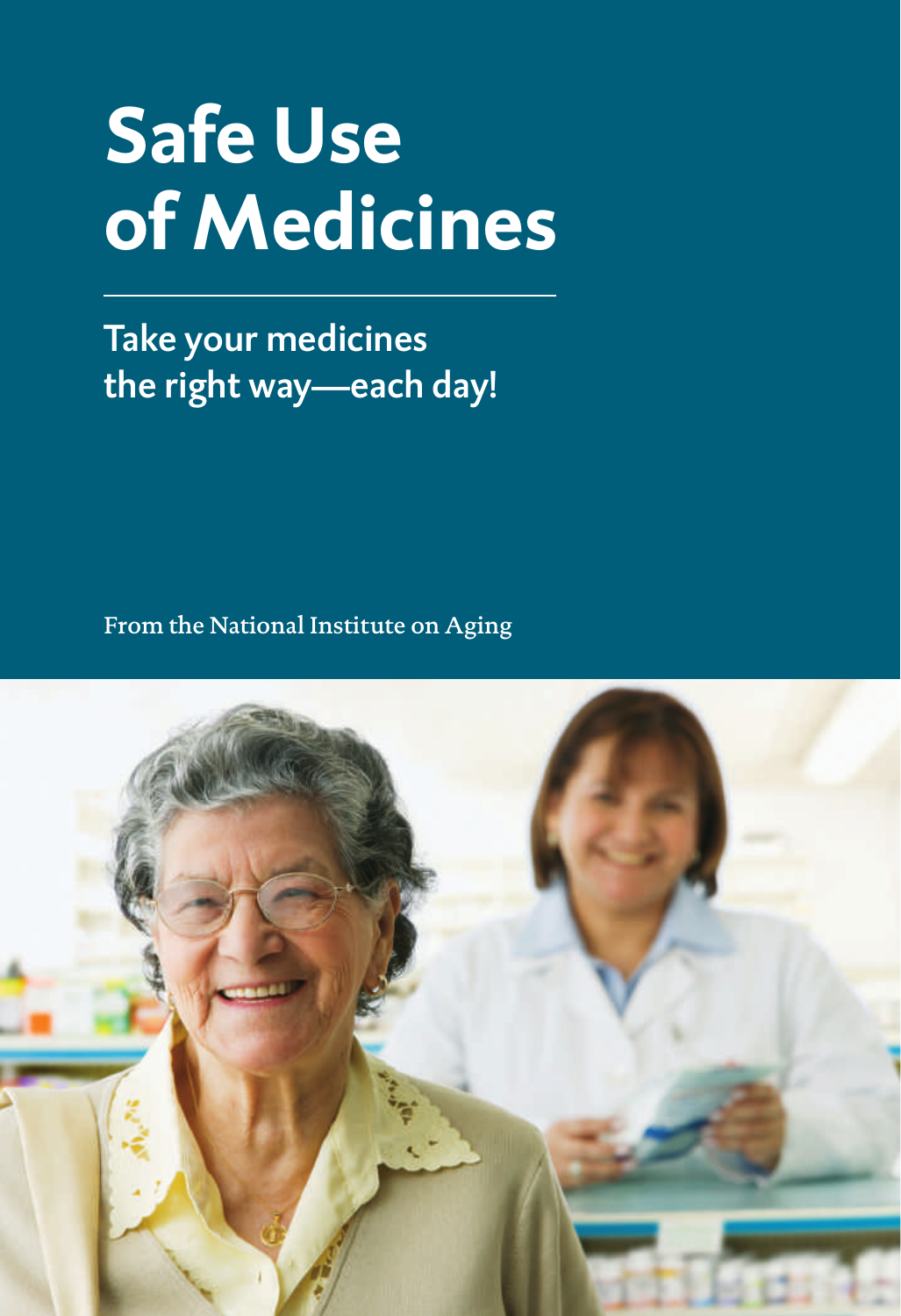# Safe Use of Medicines

## Take your medicines the right way—each day!

From the National Institute on Aging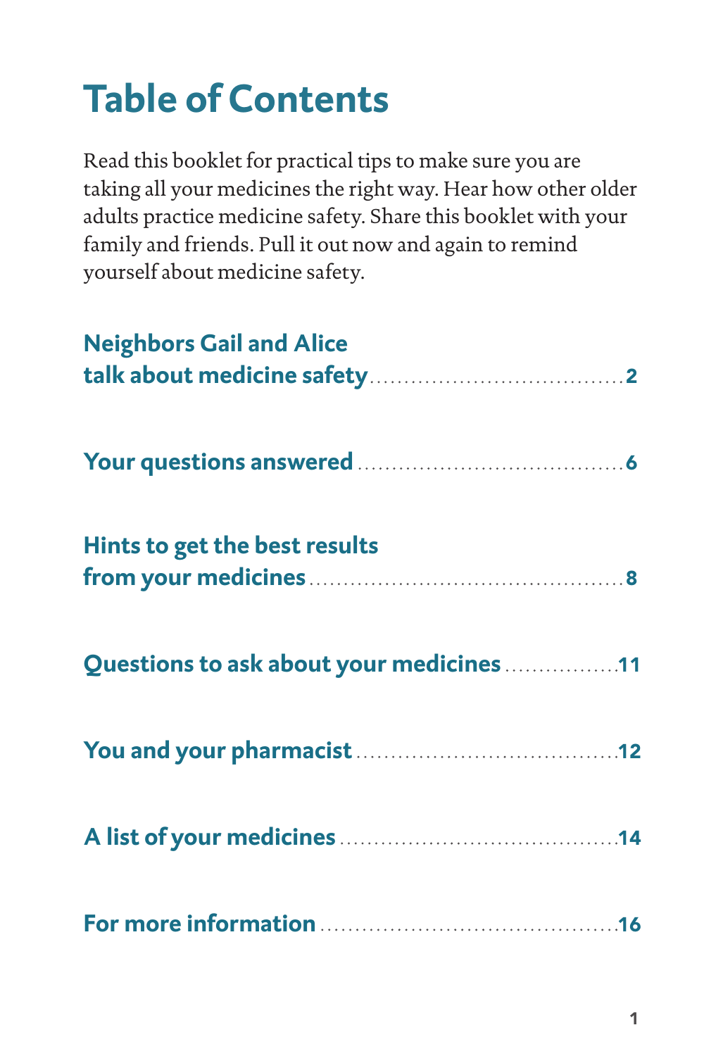# Table of Contents

Read this booklet for practical tips to make sure you are taking all your medicines the right way. Hear how other older adults practice medicine safety. Share this booklet with your family and friends. Pull it out now and again to remind yourself about medicine safety.

**Neighbors Gail and Alice talk about medicine safety** .................................... 2

**Your questions answered** ...................................... 6

**Hints to get the best results from your medicines** ............................................ 8

**Questions to ask about your medicines** ................ 11

**You and your pharmacist** .................................... 12

**A list of your medicines** ....................................... 14

**For more information** ......................................... 16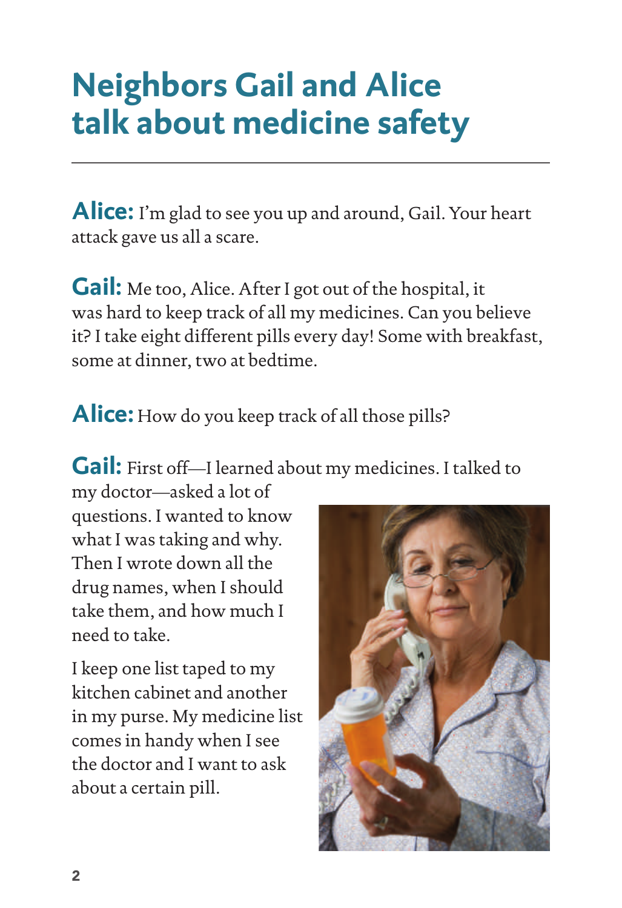# Neighbors Gail and Alice talk about medicine safety

**Alice:** I'm glad to see you up and around, Gail. Your heart attack gave us all a scare.

**Gail:** Me too, Alice. After I got out of the hospital, it was hard to keep track of all my medicines. Can you believe it? I take eight different pills every day! Some with breakfast, some at dinner, two at bedtime.

**Alice:** How do you keep track of all those pills?

**Gail:** First off—I learned about my medicines. I talked to my doctor—asked a lot of questions. I wanted to know what I was taking and why. Then I wrote down all the drug names, when I should take them, and how much I need to take.

I keep one list taped to my kitchen cabinet and another in my purse. My medicine list comes in handy when I see the doctor and I want to ask about a certain pill.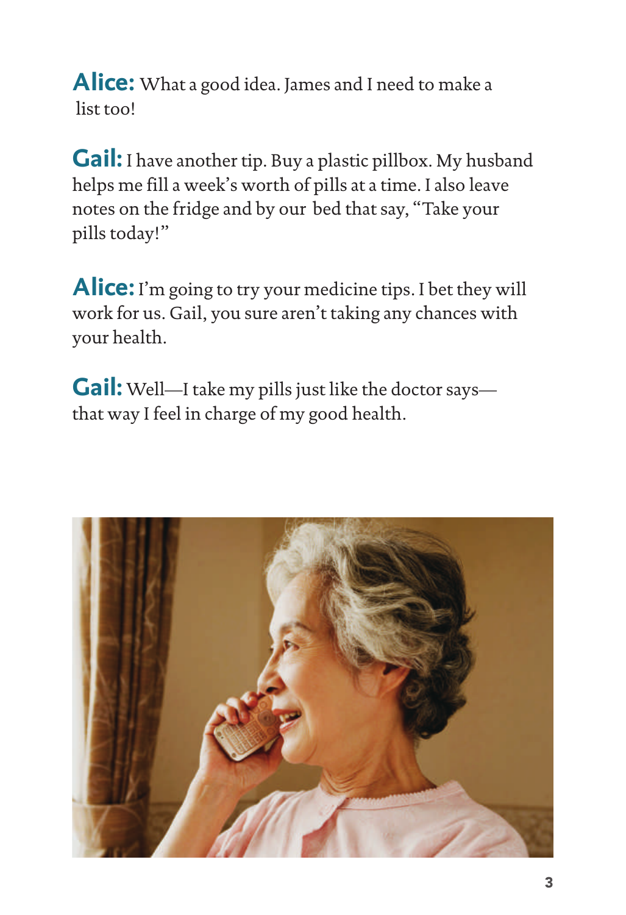**Alice:** What a good idea. James and I need to make a list too!

**Gail:** I have another tip. Buy a plastic pillbox. My husband helps me fill a week's worth of pills at a time. I also leave notes on the fridge and by our bed that say, "Take your pills today!"

**Alice:** I'm going to try your medicine tips. I bet they will work for us. Gail, you sure aren't taking any chances with your health.

**Gail:** Well—I take my pills just like the doctor says—that way I feel in charge of my good health.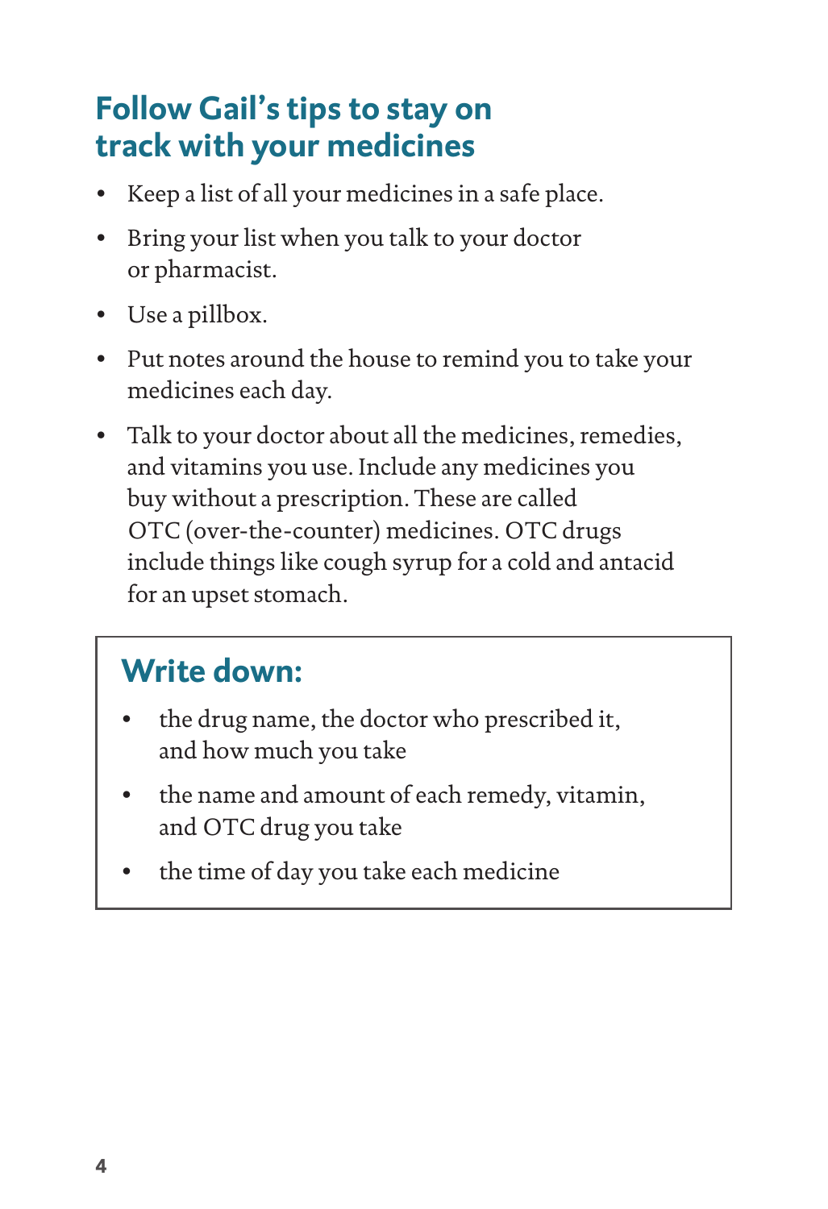## Follow Gail's tips to stay on track with your medicines

- Keep a list of all your medicines in a safe place.
- Bring your list when you talk to your doctor or pharmacist.
- Use a pillbox.
- Put notes around the house to remind you to take your medicines each day.
- Talk to your doctor about all the medicines, remedies, and vitamins you use. Include any medicines you buy without a prescription. These are called OTC (over-the-counter) medicines. OTC drugs include things like cough syrup for a cold and antacid for an upset stomach.

### Write down:

- the drug name, the doctor who prescribed it, and how much you take
- the name and amount of each remedy, vitamin, and OTC drug you take
- the time of day you take each medicine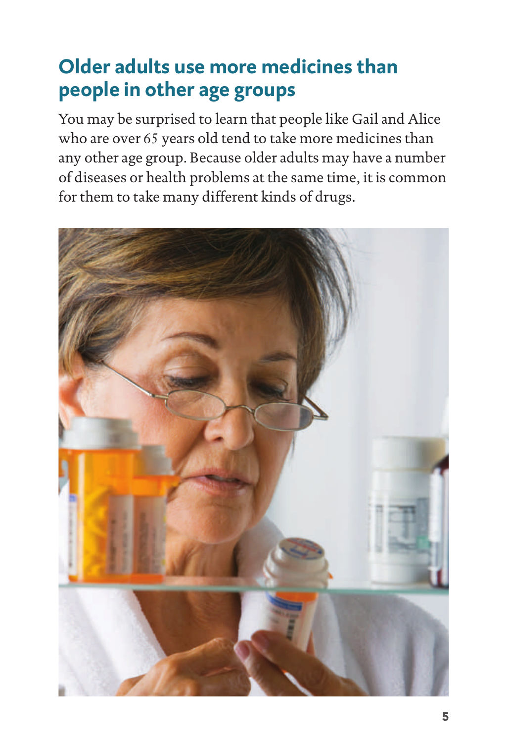## Older adults use more medicines than people in other age groups

You may be surprised to learn that people like Gail and Alice who are over 65 years old tend to take more medicines than any other age group. Because older adults may have a number of diseases or health problems at the same time, it is common for them to take many different kinds of drugs.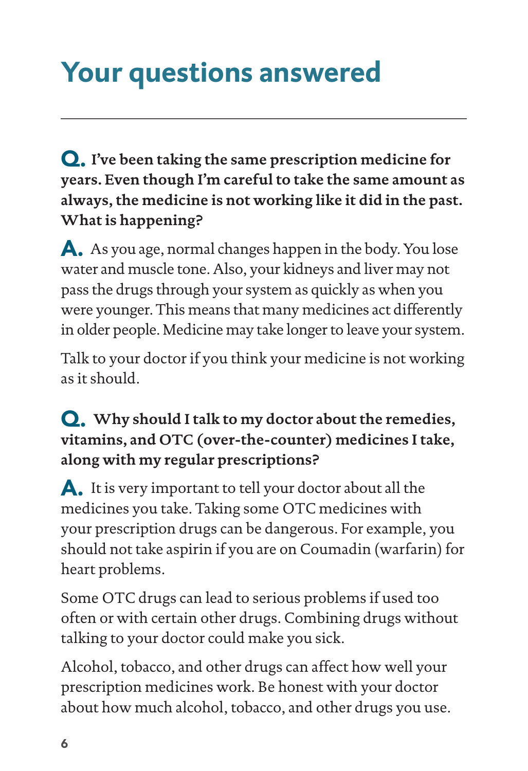# Your questions answered

**Q. I've been taking the same prescription medicine for years. Even though I'm careful to take the same amount as always, the medicine is not working like it did in the past. What is happening?**

**A.** As you age, normal changes happen in the body. You lose water and muscle tone. Also, your kidneys and liver may not pass the drugs through your system as quickly as when you were younger. This means that many medicines act differently in older people. Medicine may take longer to leave your system.

Talk to your doctor if you think your medicine is not working as it should.

**Q. Why should I talk to my doctor about the remedies, vitamins, and OTC (over-the-counter) medicines I take, along with my regular prescriptions?**

**A.** It is very important to tell your doctor about all the medicines you take. Taking some OTC medicines with your prescription drugs can be dangerous. For example, you should not take aspirin if you are on Coumadin (warfarin) for heart problems.

Some OTC drugs can lead to serious problems if used too often or with certain other drugs. Combining drugs without talking to your doctor could make you sick.

Alcohol, tobacco, and other drugs can affect how well your prescription medicines work. Be honest with your doctor about how much alcohol, tobacco, and other drugs you use.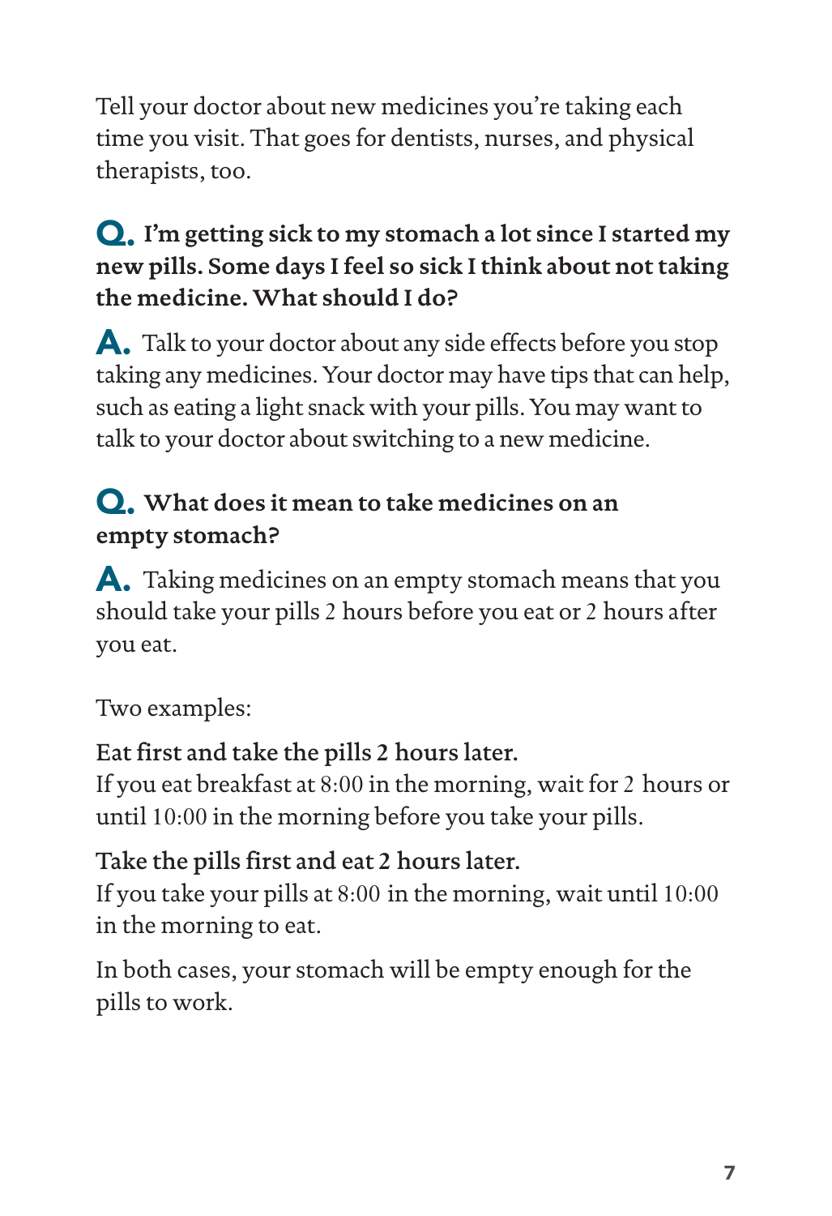Tell your doctor about new medicines you're taking each time you visit. That goes for dentists, nurses, and physical therapists, too.

**Q. I'm getting sick to my stomach a lot since I started my new pills. Some days I feel so sick I think about not taking the medicine. What should I do?**

**A.** Talk to your doctor about any side effects before you stop taking any medicines. Your doctor may have tips that can help, such as eating a light snack with your pills. You may want to talk to your doctor about switching to a new medicine.

**Q. What does it mean to take medicines on an empty stomach?**

**A.** Taking medicines on an empty stomach means that you should take your pills 2 hours before you eat or 2 hours after you eat.

Two examples:

**Eat first and take the pills 2 hours later.**
If you eat breakfast at 8:00 in the morning, wait for 2 hours or until 10:00 in the morning before you take your pills.

**Take the pills first and eat 2 hours later.**
If you take your pills at 8:00 in the morning, wait until 10:00 in the morning to eat.

In both cases, your stomach will be empty enough for the pills to work.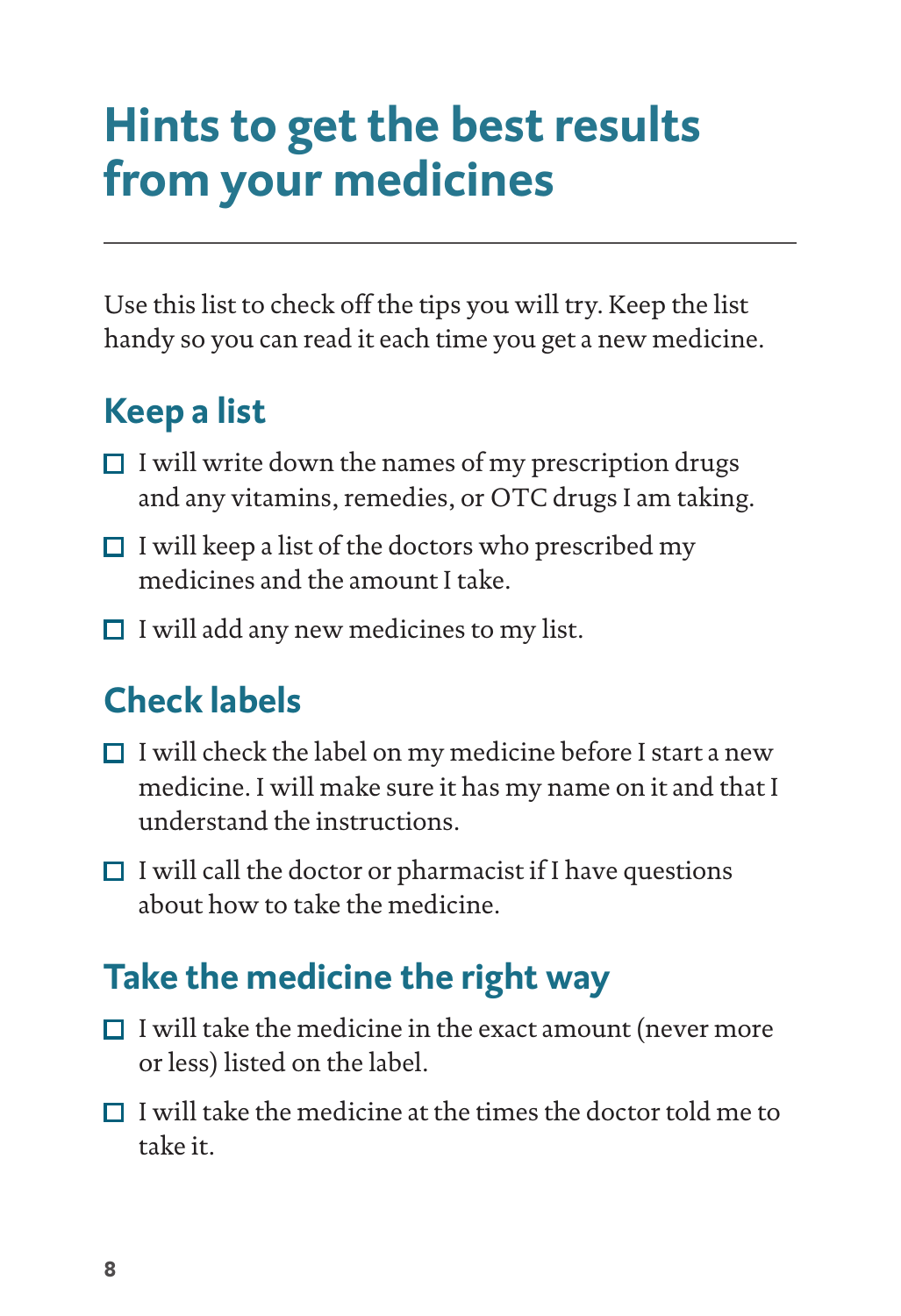# Hints to get the best results from your medicines

Use this list to check off the tips you will try. Keep the list handy so you can read it each time you get a new medicine.

## Keep a list

- [ ] I will write down the names of my prescription drugs and any vitamins, remedies, or OTC drugs I am taking.
- [ ] I will keep a list of the doctors who prescribed my medicines and the amount I take.
- [ ] I will add any new medicines to my list.

## Check labels

- [ ] I will check the label on my medicine before I start a new medicine. I will make sure it has my name on it and that I understand the instructions.
- [ ] I will call the doctor or pharmacist if I have questions about how to take the medicine.

## Take the medicine the right way

- [ ] I will take the medicine in the exact amount (never more or less) listed on the label.
- [ ] I will take the medicine at the times the doctor told me to take it.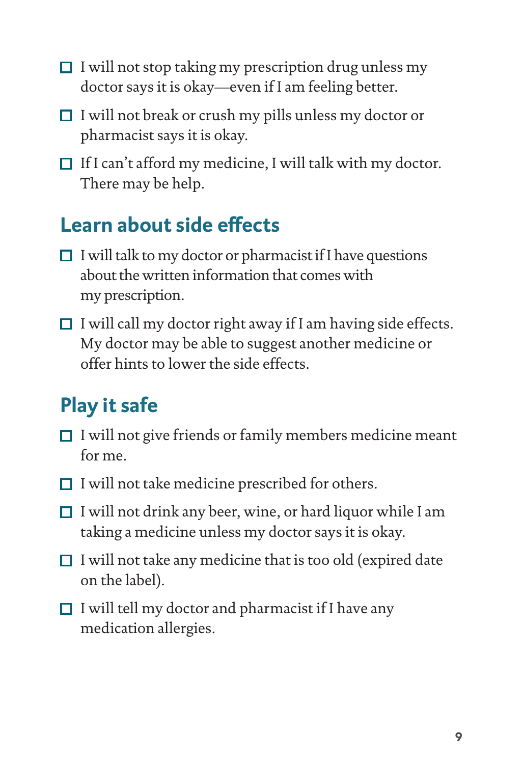- [ ] I will not stop taking my prescription drug unless my doctor says it is okay—even if I am feeling better.
- [ ] I will not break or crush my pills unless my doctor or pharmacist says it is okay.
- [ ] If I can't afford my medicine, I will talk with my doctor. There may be help.

## Learn about side effects

- [ ] I will talk to my doctor or pharmacist if I have questions about the written information that comes with my prescription.
- [ ] I will call my doctor right away if I am having side effects. My doctor may be able to suggest another medicine or offer hints to lower the side effects.

## Play it safe

- [ ] I will not give friends or family members medicine meant for me.
- [ ] I will not take medicine prescribed for others.
- [ ] I will not drink any beer, wine, or hard liquor while I am taking a medicine unless my doctor says it is okay.
- [ ] I will not take any medicine that is too old (expired date on the label).
- [ ] I will tell my doctor and pharmacist if I have any medication allergies.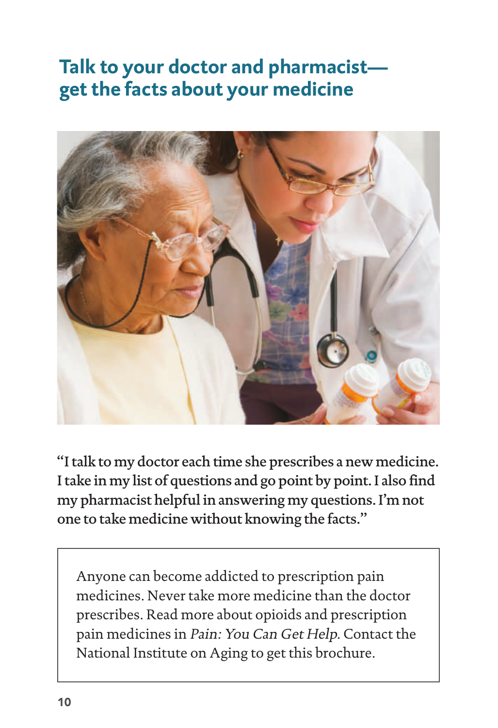## Talk to your doctor and pharmacist—get the facts about your medicine

**"I talk to my doctor each time she prescribes a new medicine. I take in my list of questions and go point by point. I also find my pharmacist helpful in answering my questions. I'm not one to take medicine without knowing the facts."**

Anyone can become addicted to prescription pain medicines. Never take more medicine than the doctor prescribes. Read more about opioids and prescription pain medicines in *Pain: You Can Get Help*. Contact the National Institute on Aging to get this brochure.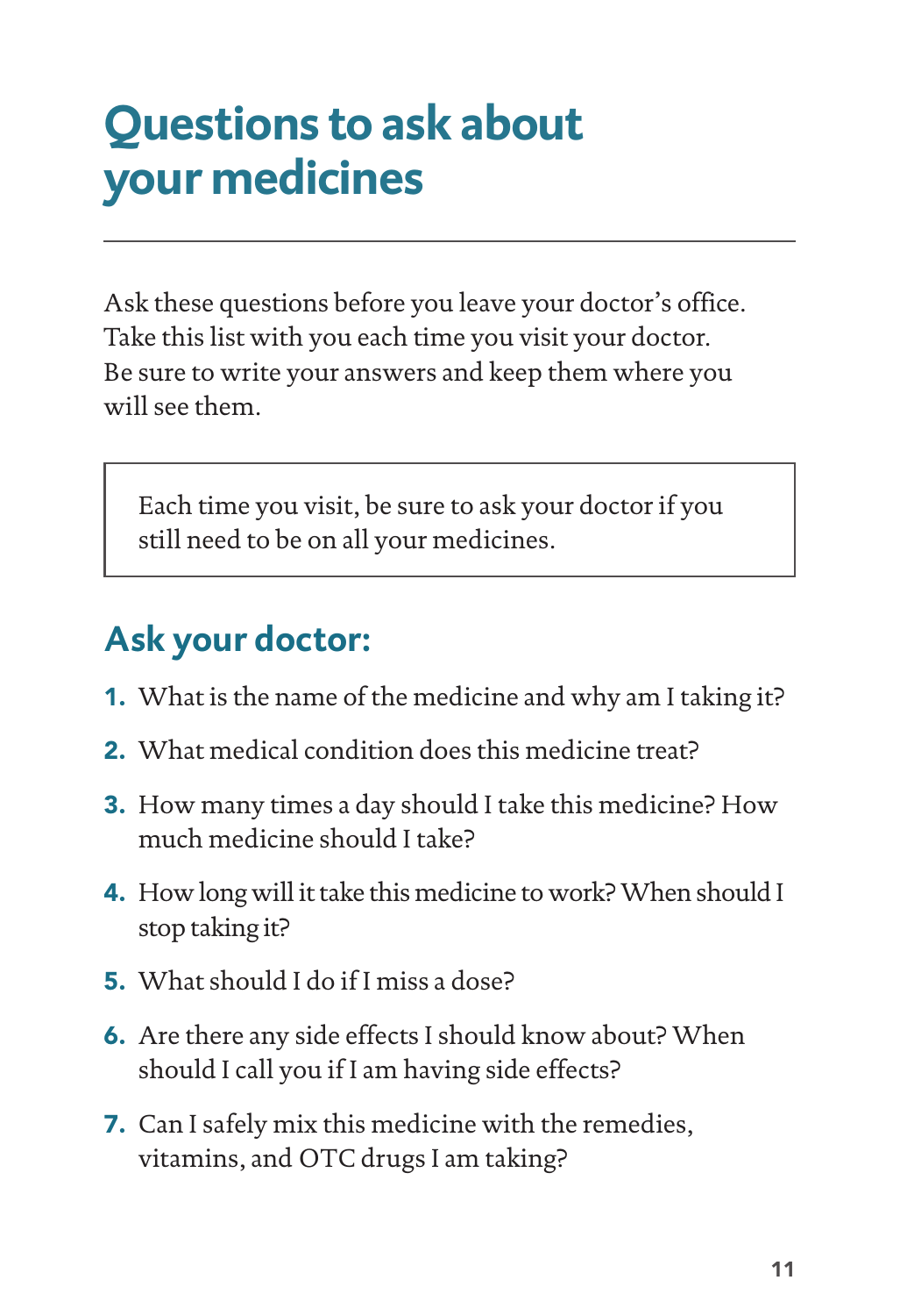# Questions to ask about your medicines

Ask these questions before you leave your doctor's office. Take this list with you each time you visit your doctor. Be sure to write your answers and keep them where you will see them.

> Each time you visit, be sure to ask your doctor if you still need to be on all your medicines.

## Ask your doctor:

1. What is the name of the medicine and why am I taking it?
2. What medical condition does this medicine treat?
3. How many times a day should I take this medicine? How much medicine should I take?
4. How long will it take this medicine to work? When should I stop taking it?
5. What should I do if I miss a dose?
6. Are there any side effects I should know about? When should I call you if I am having side effects?
7. Can I safely mix this medicine with the remedies, vitamins, and OTC drugs I am taking?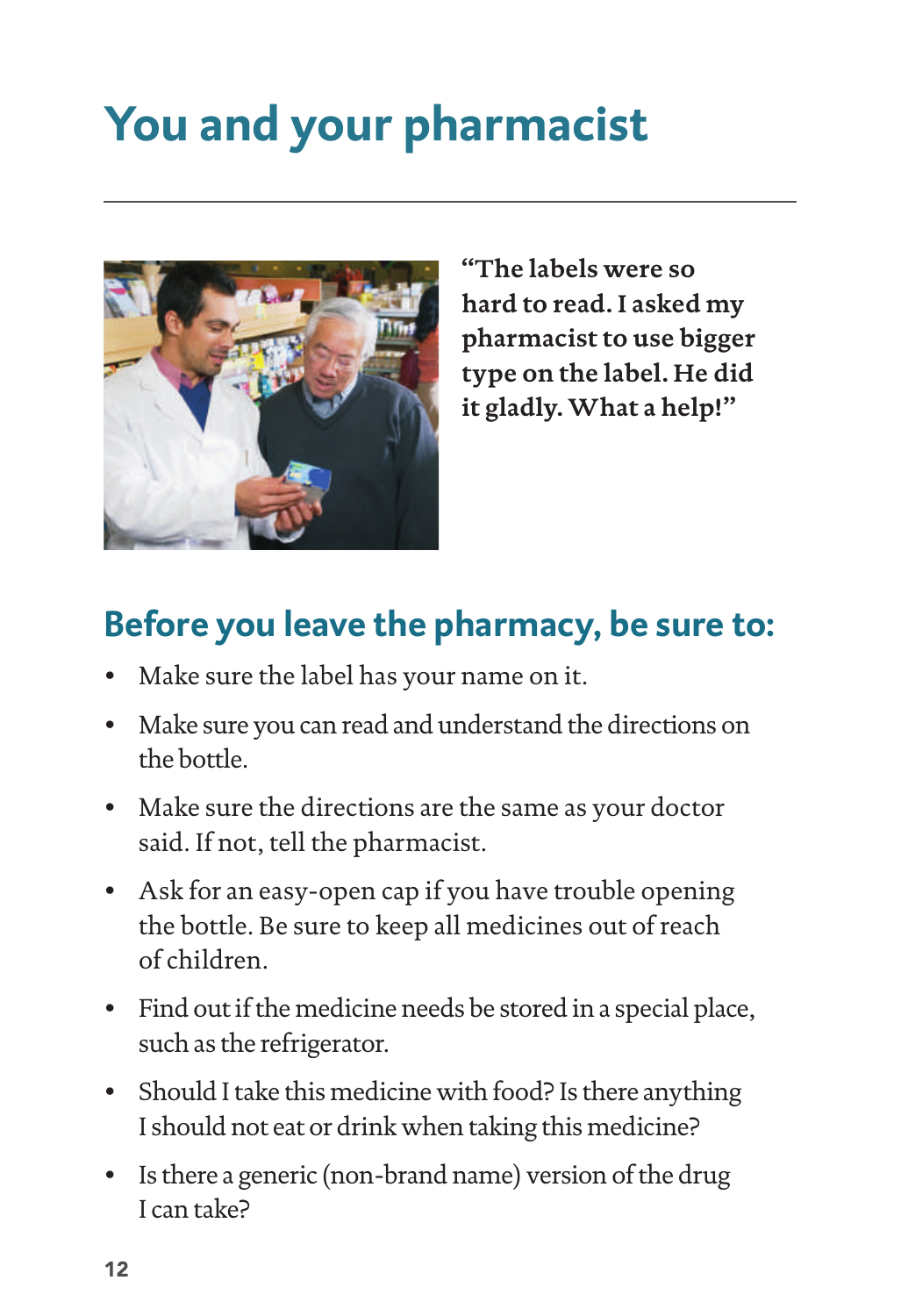# You and your pharmacist

**"The labels were so hard to read. I asked my pharmacist to use bigger type on the label. He did it gladly. What a help!"**

## Before you leave the pharmacy, be sure to:

- Make sure the label has your name on it.
- Make sure you can read and understand the directions on the bottle.
- Make sure the directions are the same as your doctor said. If not, tell the pharmacist.
- Ask for an easy-open cap if you have trouble opening the bottle. Be sure to keep all medicines out of reach of children.
- Find out if the medicine needs be stored in a special place, such as the refrigerator.
- Should I take this medicine with food? Is there anything I should not eat or drink when taking this medicine?
- Is there a generic (non-brand name) version of the drug I can take?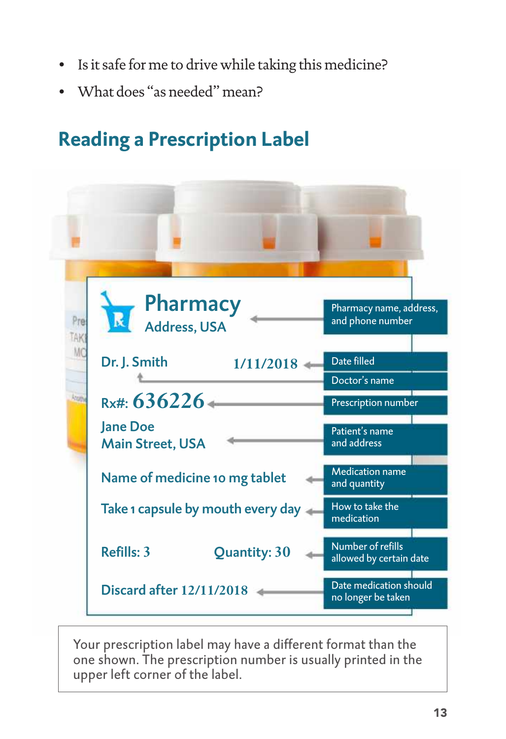- Is it safe for me to drive while taking this medicine?
- What does "as needed" mean?

## Reading a Prescription Label

| Label text | Meaning |
| --- | --- |
| Pharmacy<br>Address, USA | Pharmacy name, address, and phone number |
| 1/11/2018 | Date filled |
| Dr. J. Smith | Doctor's name |
| Rx#: 636226 | Prescription number |
| Jane Doe<br>Main Street, USA | Patient's name and address |
| Name of medicine 10 mg tablet | Medication name and quantity |
| Take 1 capsule by mouth every day | How to take the medication |
| Refills: 3 Quantity: 30 | Number of refills allowed by certain date |
| Discard after 12/11/2018 | Date medication should no longer be taken |

Your prescription label may have a different format than the one shown. The prescription number is usually printed in the upper left corner of the label.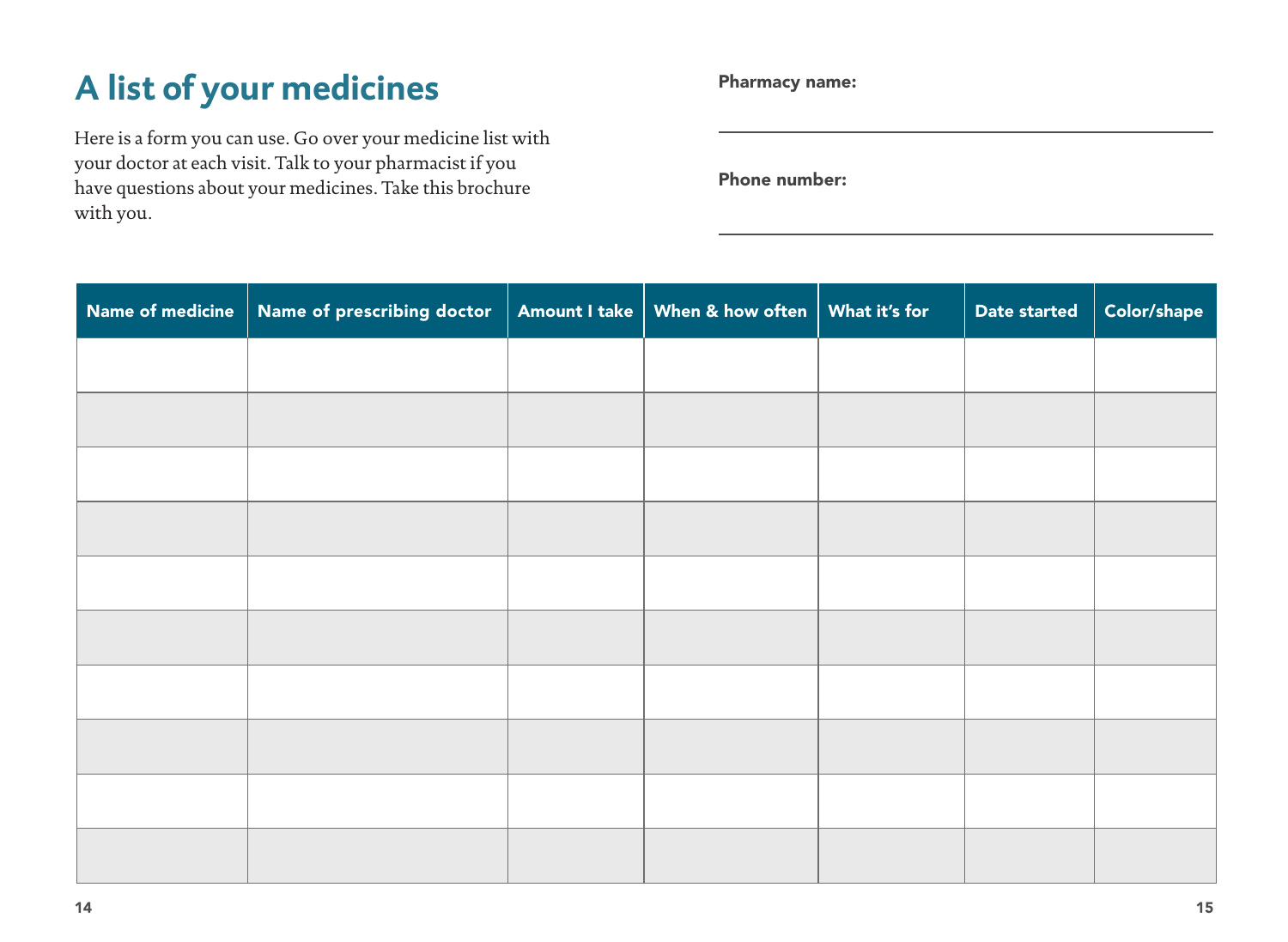# A list of your medicines

Here is a form you can use. Go over your medicine list with your doctor at each visit. Talk to your pharmacist if you have questions about your medicines. Take this brochure with you.

**Pharmacy name:**

\_\_\_\_\_\_\_\_\_\_\_\_\_\_\_\_\_\_\_\_\_\_\_\_\_\_\_\_\_\_\_\_\_\_\_\_\_\_\_\_

**Phone number:**

\_\_\_\_\_\_\_\_\_\_\_\_\_\_\_\_\_\_\_\_\_\_\_\_\_\_\_\_\_\_\_\_\_\_\_\_\_\_\_\_

| Name of medicine | Name of prescribing doctor | Amount I take | When & how often | What it's for | Date started | Color/shape |
|---|---|---|---|---|---|---|
| | | | | | | |
| | | | | | | |
| | | | | | | |
| | | | | | | |
| | | | | | | |
| | | | | | | |
| | | | | | | |
| | | | | | | |
| | | | | | | |
| | | | | | | |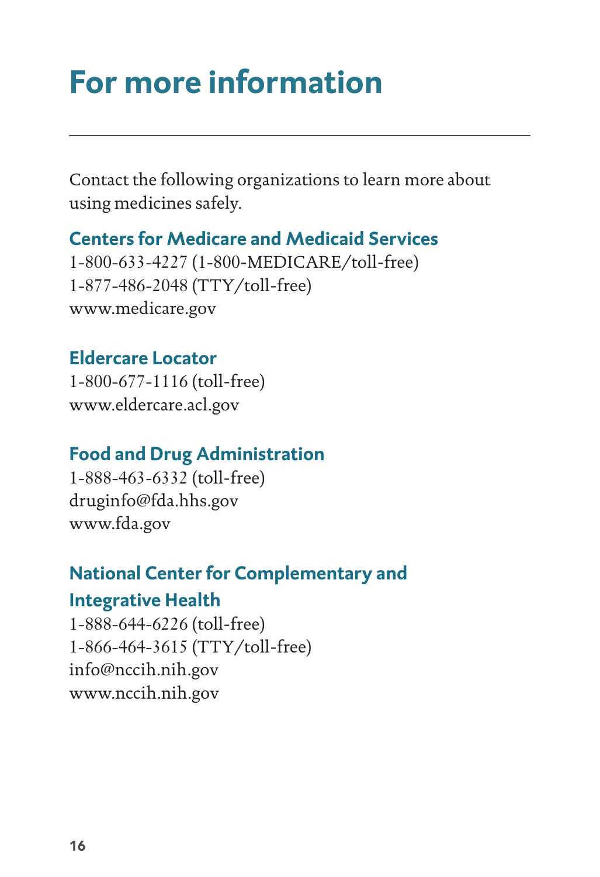# For more information

Contact the following organizations to learn more about using medicines safely.

### Centers for Medicare and Medicaid Services

1-800-633-4227 (1-800-MEDICARE/toll-free)
1-877-486-2048 (TTY/toll-free)
www.medicare.gov

### Eldercare Locator

1-800-677-1116 (toll-free)
www.eldercare.acl.gov

### Food and Drug Administration

1-888-463-6332 (toll-free)
druginfo@fda.hhs.gov
www.fda.gov

### National Center for Complementary and Integrative Health

1-888-644-6226 (toll-free)
1-866-464-3615 (TTY/toll-free)
info@nccih.nih.gov
www.nccih.nih.gov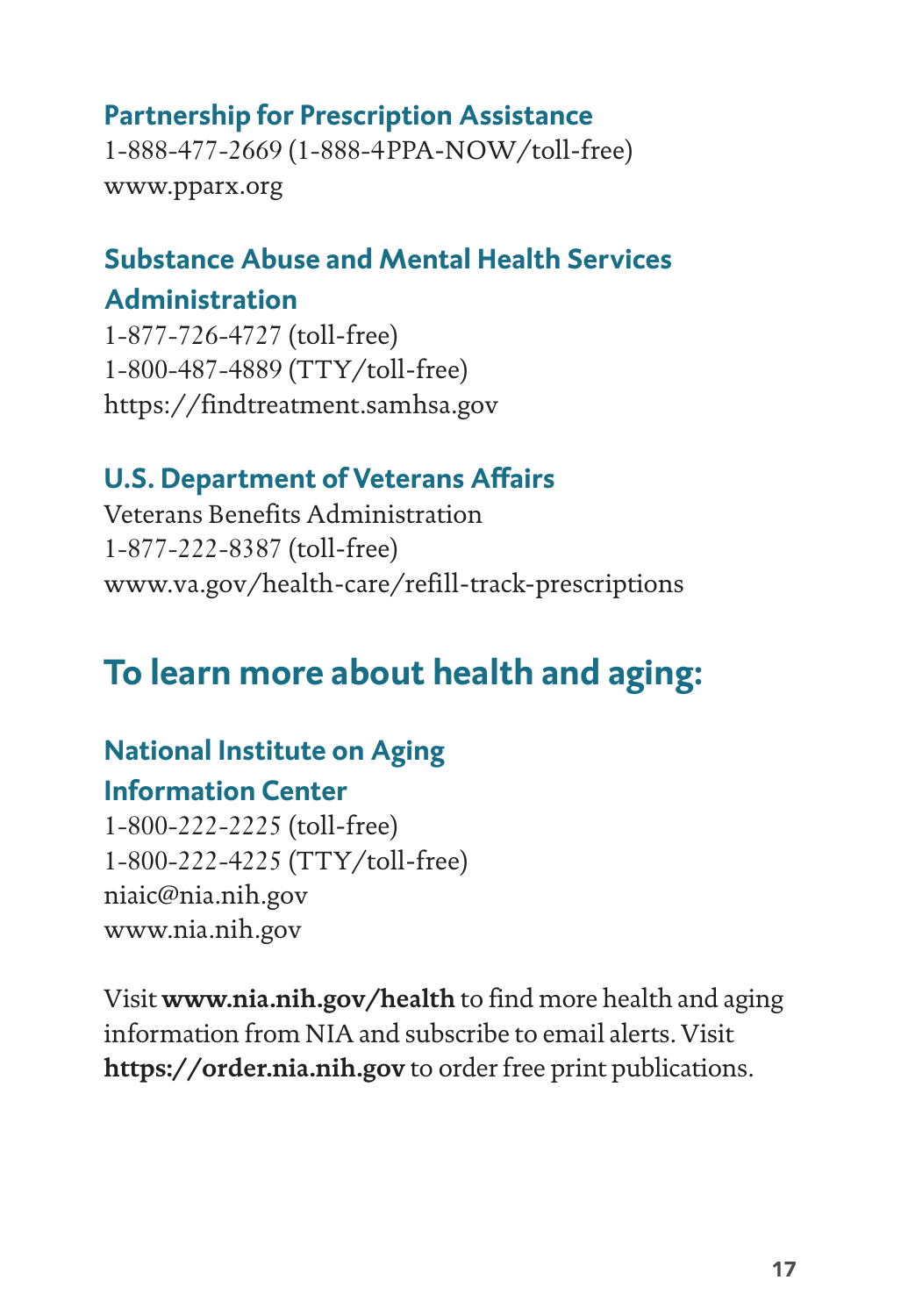### Partnership for Prescription Assistance

1-888-477-2669 (1-888-4PPA-NOW/toll-free)
www.pparx.org

### Substance Abuse and Mental Health Services Administration

1-877-726-4727 (toll-free)
1-800-487-4889 (TTY/toll-free)
https://findtreatment.samhsa.gov

### U.S. Department of Veterans Affairs

Veterans Benefits Administration
1-877-222-8387 (toll-free)
www.va.gov/health-care/refill-track-prescriptions

## To learn more about health and aging:

### National Institute on Aging Information Center

1-800-222-2225 (toll-free)
1-800-222-4225 (TTY/toll-free)
niaic@nia.nih.gov
www.nia.nih.gov

Visit **www.nia.nih.gov/health** to find more health and aging information from NIA and subscribe to email alerts. Visit **https://order.nia.nih.gov** to order free print publications.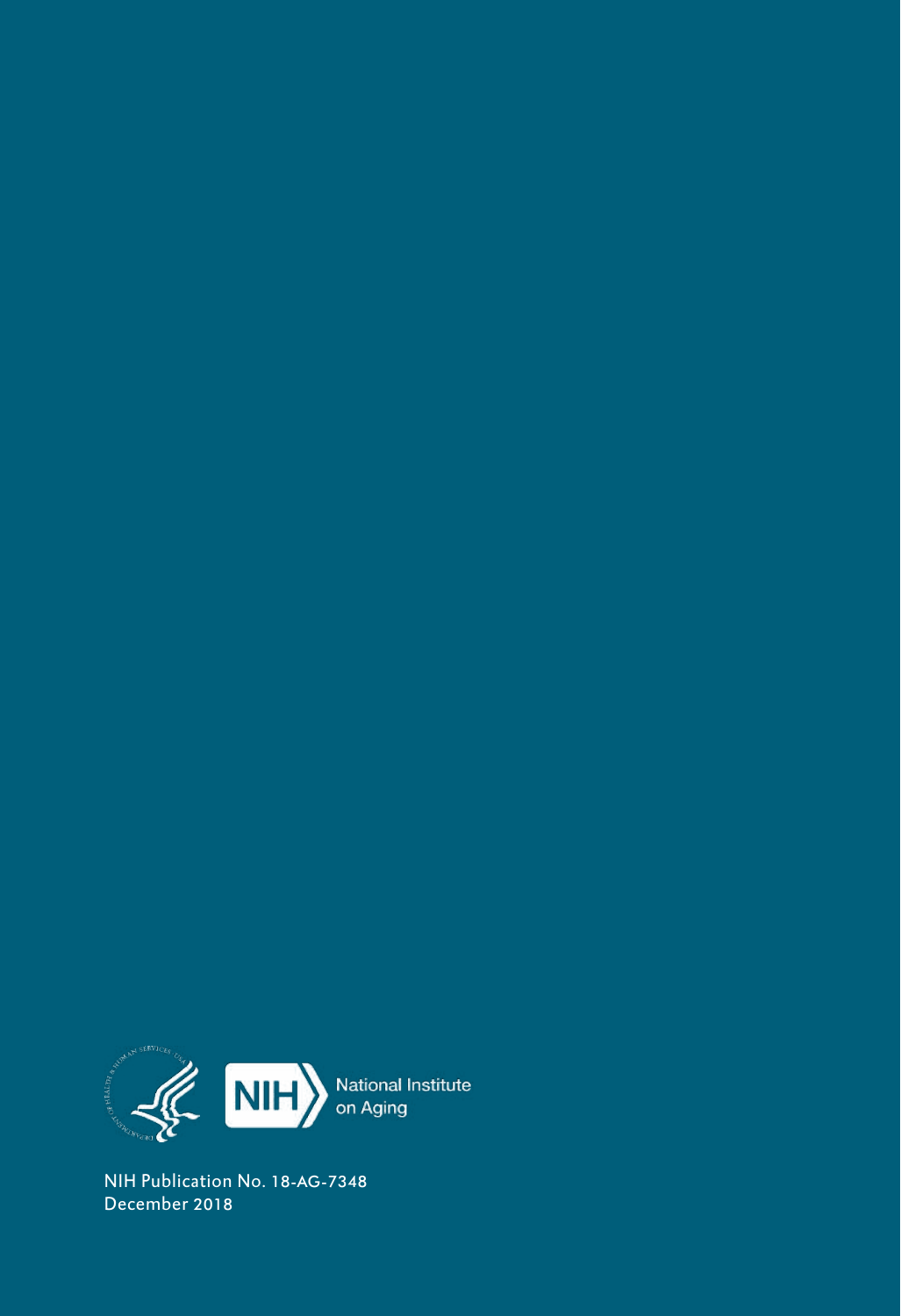National Institute on Aging

NIH Publication No. 18-AG-7348
December 2018